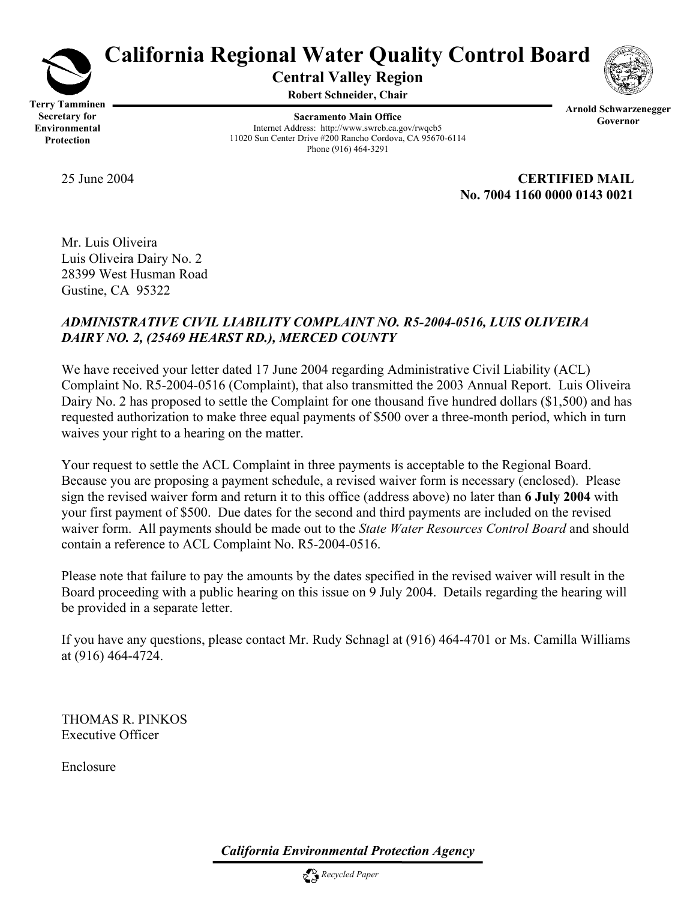# California Regional Water Quality Control Board

**Central Valley Region**

**Robert Schneider, Chair**

**Terry Tamminen**
**Secretary for Environmental Protection**

**Sacramento Main Office**
Internet Address: http://www.swrcb.ca.gov/rwqcb5
11020 Sun Center Drive #200 Rancho Cordova, CA 95670-6114
Phone (916) 464-3291

**Arnold Schwarzenegger**
**Governor**

25 June 2004

**CERTIFIED MAIL**
**No. 7004 1160 0000 0143 0021**

Mr. Luis Oliveira
Luis Oliveira Dairy No. 2
28399 West Husman Road
Gustine, CA 95322

***ADMINISTRATIVE CIVIL LIABILITY COMPLAINT NO. R5-2004-0516, LUIS OLIVEIRA DAIRY NO. 2, (25469 HEARST RD.), MERCED COUNTY***

We have received your letter dated 17 June 2004 regarding Administrative Civil Liability (ACL) Complaint No. R5-2004-0516 (Complaint), that also transmitted the 2003 Annual Report. Luis Oliveira Dairy No. 2 has proposed to settle the Complaint for one thousand five hundred dollars ($1,500) and has requested authorization to make three equal payments of $500 over a three-month period, which in turn waives your right to a hearing on the matter.

Your request to settle the ACL Complaint in three payments is acceptable to the Regional Board. Because you are proposing a payment schedule, a revised waiver form is necessary (enclosed). Please sign the revised waiver form and return it to this office (address above) no later than **6 July 2004** with your first payment of $500. Due dates for the second and third payments are included on the revised waiver form. All payments should be made out to the *State Water Resources Control Board* and should contain a reference to ACL Complaint No. R5-2004-0516.

Please note that failure to pay the amounts by the dates specified in the revised waiver will result in the Board proceeding with a public hearing on this issue on 9 July 2004. Details regarding the hearing will be provided in a separate letter.

If you have any questions, please contact Mr. Rudy Schnagl at (916) 464-4701 or Ms. Camilla Williams at (916) 464-4724.

THOMAS R. PINKOS
Executive Officer

Enclosure

***California Environmental Protection Agency***

*Recycled Paper*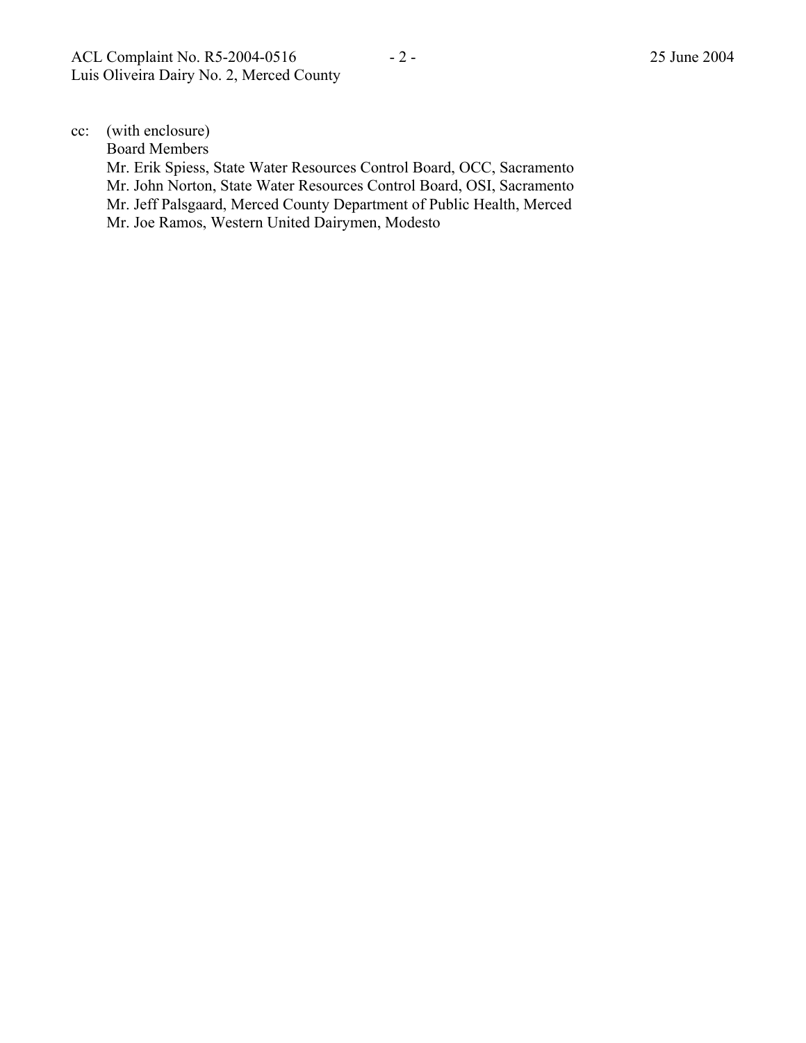cc: (with enclosure)

Board Members

Mr. Erik Spiess, State Water Resources Control Board, OCC, Sacramento

Mr. John Norton, State Water Resources Control Board, OSI, Sacramento

Mr. Jeff Palsgaard, Merced County Department of Public Health, Merced

Mr. Joe Ramos, Western United Dairymen, Modesto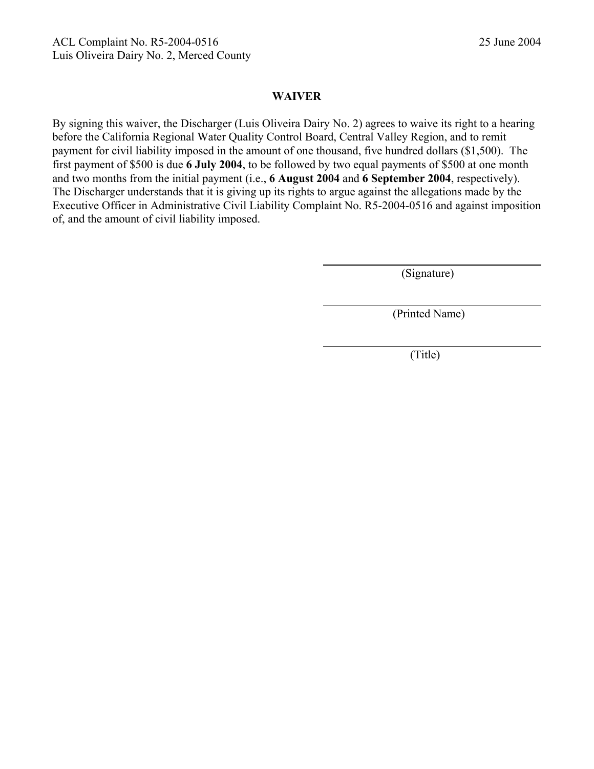ACL Complaint No. R5-2004-0516 25 June 2004
Luis Oliveira Dairy No. 2, Merced County

## WAIVER

By signing this waiver, the Discharger (Luis Oliveira Dairy No. 2) agrees to waive its right to a hearing before the California Regional Water Quality Control Board, Central Valley Region, and to remit payment for civil liability imposed in the amount of one thousand, five hundred dollars ($1,500). The first payment of $500 is due **6 July 2004**, to be followed by two equal payments of $500 at one month and two months from the initial payment (i.e., **6 August 2004** and **6 September 2004**, respectively). The Discharger understands that it is giving up its rights to argue against the allegations made by the Executive Officer in Administrative Civil Liability Complaint No. R5-2004-0516 and against imposition of, and the amount of civil liability imposed.

\_\_\_\_\_\_\_\_\_\_\_\_\_\_\_\_\_\_\_\_\_\_\_\_\_\_\_\_\_\_
(Signature)

\_\_\_\_\_\_\_\_\_\_\_\_\_\_\_\_\_\_\_\_\_\_\_\_\_\_\_\_\_\_
(Printed Name)

\_\_\_\_\_\_\_\_\_\_\_\_\_\_\_\_\_\_\_\_\_\_\_\_\_\_\_\_\_\_
(Title)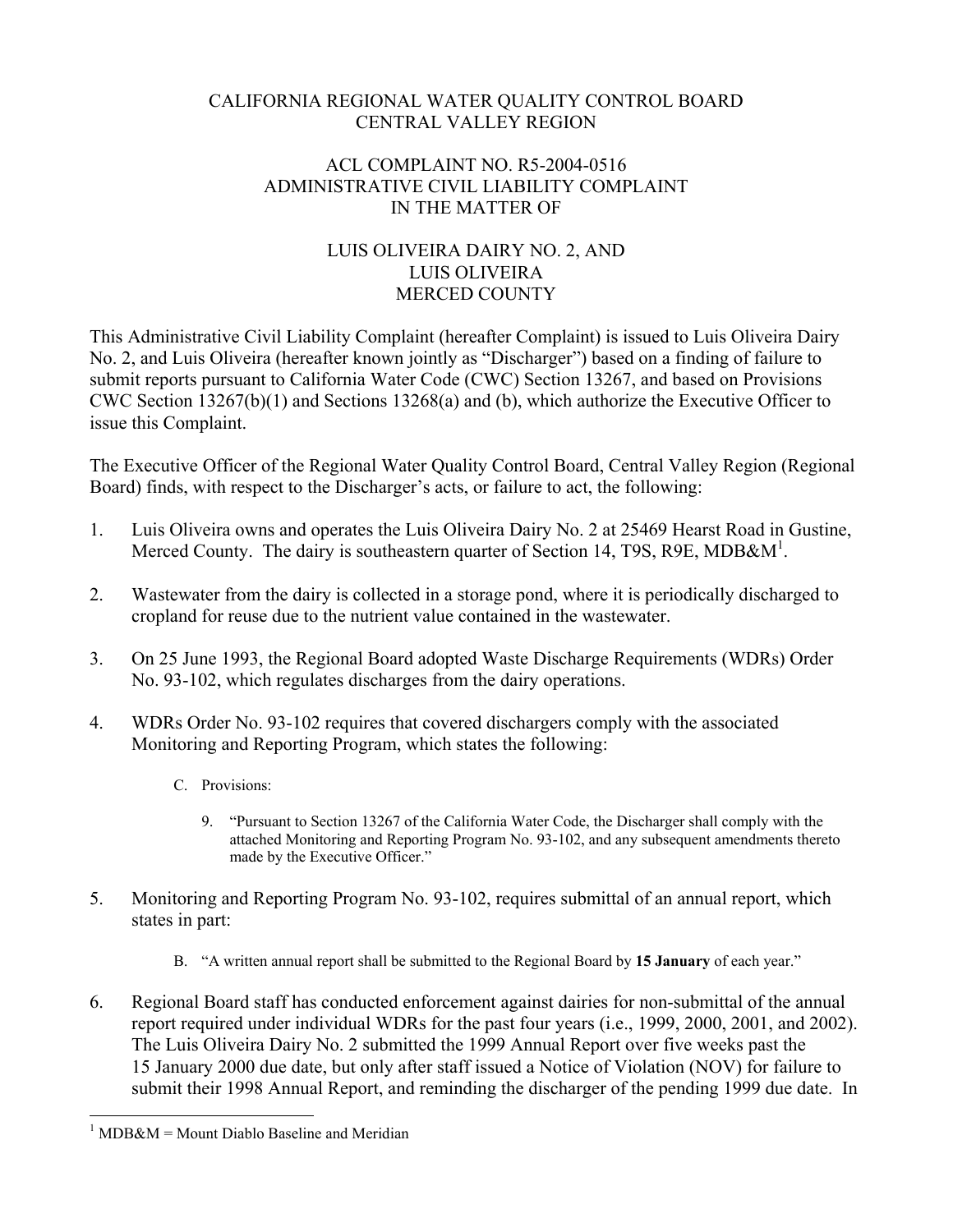CALIFORNIA REGIONAL WATER QUALITY CONTROL BOARD
CENTRAL VALLEY REGION

ACL COMPLAINT NO. R5-2004-0516
ADMINISTRATIVE CIVIL LIABILITY COMPLAINT
IN THE MATTER OF

LUIS OLIVEIRA DAIRY NO. 2, AND
LUIS OLIVEIRA
MERCED COUNTY

This Administrative Civil Liability Complaint (hereafter Complaint) is issued to Luis Oliveira Dairy No. 2, and Luis Oliveira (hereafter known jointly as "Discharger") based on a finding of failure to submit reports pursuant to California Water Code (CWC) Section 13267, and based on Provisions CWC Section 13267(b)(1) and Sections 13268(a) and (b), which authorize the Executive Officer to issue this Complaint.

The Executive Officer of the Regional Water Quality Control Board, Central Valley Region (Regional Board) finds, with respect to the Discharger's acts, or failure to act, the following:

1. Luis Oliveira owns and operates the Luis Oliveira Dairy No. 2 at 25469 Hearst Road in Gustine, Merced County. The dairy is southeastern quarter of Section 14, T9S, R9E, MDB&M[1].

2. Wastewater from the dairy is collected in a storage pond, where it is periodically discharged to cropland for reuse due to the nutrient value contained in the wastewater.

3. On 25 June 1993, the Regional Board adopted Waste Discharge Requirements (WDRs) Order No. 93-102, which regulates discharges from the dairy operations.

4. WDRs Order No. 93-102 requires that covered dischargers comply with the associated Monitoring and Reporting Program, which states the following:

   C. Provisions:

      9. "Pursuant to Section 13267 of the California Water Code, the Discharger shall comply with the attached Monitoring and Reporting Program No. 93-102, and any subsequent amendments thereto made by the Executive Officer."

5. Monitoring and Reporting Program No. 93-102, requires submittal of an annual report, which states in part:

   B. "A written annual report shall be submitted to the Regional Board by **15 January** of each year."

6. Regional Board staff has conducted enforcement against dairies for non-submittal of the annual report required under individual WDRs for the past four years (i.e., 1999, 2000, 2001, and 2002). The Luis Oliveira Dairy No. 2 submitted the 1999 Annual Report over five weeks past the 15 January 2000 due date, but only after staff issued a Notice of Violation (NOV) for failure to submit their 1998 Annual Report, and reminding the discharger of the pending 1999 due date. In

[1] MDB&M = Mount Diablo Baseline and Meridian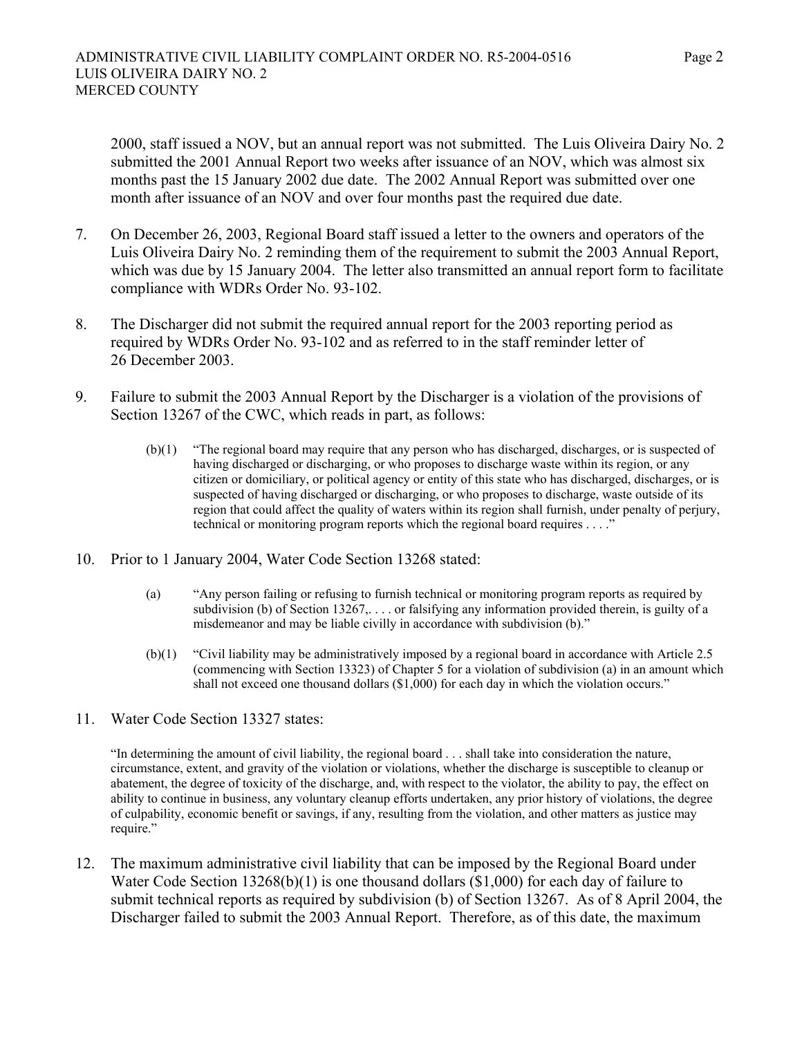2000, staff issued a NOV, but an annual report was not submitted. The Luis Oliveira Dairy No. 2 submitted the 2001 Annual Report two weeks after issuance of an NOV, which was almost six months past the 15 January 2002 due date. The 2002 Annual Report was submitted over one month after issuance of an NOV and over four months past the required due date.

7. On December 26, 2003, Regional Board staff issued a letter to the owners and operators of the Luis Oliveira Dairy No. 2 reminding them of the requirement to submit the 2003 Annual Report, which was due by 15 January 2004. The letter also transmitted an annual report form to facilitate compliance with WDRs Order No. 93-102.

8. The Discharger did not submit the required annual report for the 2003 reporting period as required by WDRs Order No. 93-102 and as referred to in the staff reminder letter of 26 December 2003.

9. Failure to submit the 2003 Annual Report by the Discharger is a violation of the provisions of Section 13267 of the CWC, which reads in part, as follows:

   (b)(1) "The regional board may require that any person who has discharged, discharges, or is suspected of having discharged or discharging, or who proposes to discharge waste within its region, or any citizen or domiciliary, or political agency or entity of this state who has discharged, discharges, or is suspected of having discharged or discharging, or who proposes to discharge, waste outside of its region that could affect the quality of waters within its region shall furnish, under penalty of perjury, technical or monitoring program reports which the regional board requires . . . ."

10. Prior to 1 January 2004, Water Code Section 13268 stated:

    (a) "Any person failing or refusing to furnish technical or monitoring program reports as required by subdivision (b) of Section 13267,. . . . or falsifying any information provided therein, is guilty of a misdemeanor and may be liable civilly in accordance with subdivision (b)."

    (b)(1) "Civil liability may be administratively imposed by a regional board in accordance with Article 2.5 (commencing with Section 13323) of Chapter 5 for a violation of subdivision (a) in an amount which shall not exceed one thousand dollars ($1,000) for each day in which the violation occurs."

11. Water Code Section 13327 states:

    "In determining the amount of civil liability, the regional board . . . shall take into consideration the nature, circumstance, extent, and gravity of the violation or violations, whether the discharge is susceptible to cleanup or abatement, the degree of toxicity of the discharge, and, with respect to the violator, the ability to pay, the effect on ability to continue in business, any voluntary cleanup efforts undertaken, any prior history of violations, the degree of culpability, economic benefit or savings, if any, resulting from the violation, and other matters as justice may require."

12. The maximum administrative civil liability that can be imposed by the Regional Board under Water Code Section 13268(b)(1) is one thousand dollars ($1,000) for each day of failure to submit technical reports as required by subdivision (b) of Section 13267. As of 8 April 2004, the Discharger failed to submit the 2003 Annual Report. Therefore, as of this date, the maximum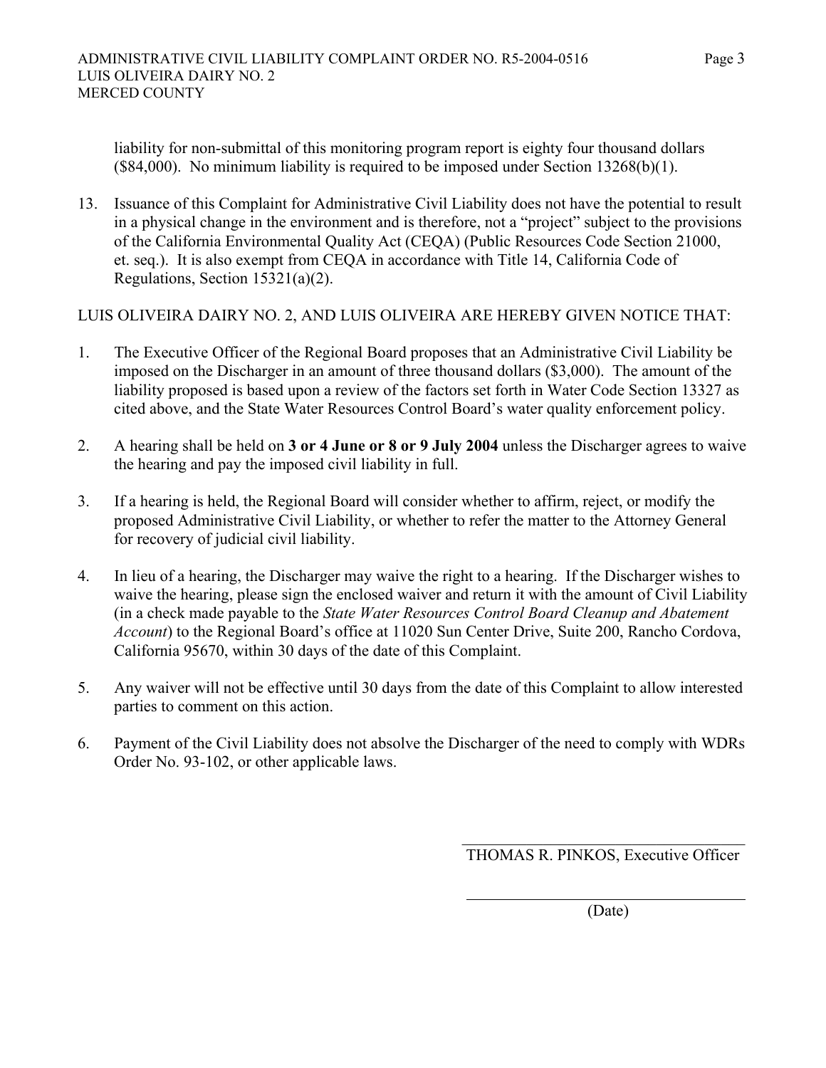liability for non-submittal of this monitoring program report is eighty four thousand dollars ($84,000). No minimum liability is required to be imposed under Section 13268(b)(1).

13. Issuance of this Complaint for Administrative Civil Liability does not have the potential to result in a physical change in the environment and is therefore, not a "project" subject to the provisions of the California Environmental Quality Act (CEQA) (Public Resources Code Section 21000, et. seq.). It is also exempt from CEQA in accordance with Title 14, California Code of Regulations, Section 15321(a)(2).

LUIS OLIVEIRA DAIRY NO. 2, AND LUIS OLIVEIRA ARE HEREBY GIVEN NOTICE THAT:

1. The Executive Officer of the Regional Board proposes that an Administrative Civil Liability be imposed on the Discharger in an amount of three thousand dollars ($3,000). The amount of the liability proposed is based upon a review of the factors set forth in Water Code Section 13327 as cited above, and the State Water Resources Control Board's water quality enforcement policy.

2. A hearing shall be held on **3 or 4 June or 8 or 9 July 2004** unless the Discharger agrees to waive the hearing and pay the imposed civil liability in full.

3. If a hearing is held, the Regional Board will consider whether to affirm, reject, or modify the proposed Administrative Civil Liability, or whether to refer the matter to the Attorney General for recovery of judicial civil liability.

4. In lieu of a hearing, the Discharger may waive the right to a hearing. If the Discharger wishes to waive the hearing, please sign the enclosed waiver and return it with the amount of Civil Liability (in a check made payable to the *State Water Resources Control Board Cleanup and Abatement Account*) to the Regional Board's office at 11020 Sun Center Drive, Suite 200, Rancho Cordova, California 95670, within 30 days of the date of this Complaint.

5. Any waiver will not be effective until 30 days from the date of this Complaint to allow interested parties to comment on this action.

6. Payment of the Civil Liability does not absolve the Discharger of the need to comply with WDRs Order No. 93-102, or other applicable laws.

THOMAS R. PINKOS, Executive Officer

(Date)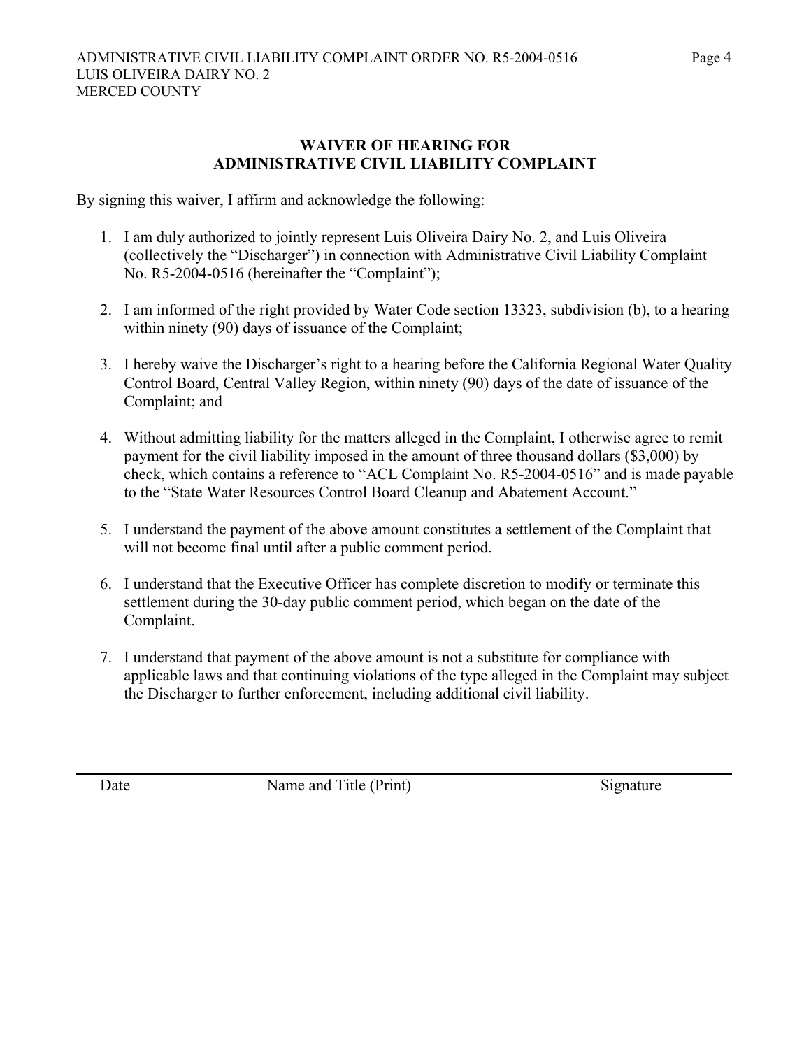## WAIVER OF HEARING FOR ADMINISTRATIVE CIVIL LIABILITY COMPLAINT

By signing this waiver, I affirm and acknowledge the following:

1. I am duly authorized to jointly represent Luis Oliveira Dairy No. 2, and Luis Oliveira (collectively the "Discharger") in connection with Administrative Civil Liability Complaint No. R5-2004-0516 (hereinafter the "Complaint");

2. I am informed of the right provided by Water Code section 13323, subdivision (b), to a hearing within ninety (90) days of issuance of the Complaint;

3. I hereby waive the Discharger's right to a hearing before the California Regional Water Quality Control Board, Central Valley Region, within ninety (90) days of the date of issuance of the Complaint; and

4. Without admitting liability for the matters alleged in the Complaint, I otherwise agree to remit payment for the civil liability imposed in the amount of three thousand dollars ($3,000) by check, which contains a reference to "ACL Complaint No. R5-2004-0516" and is made payable to the "State Water Resources Control Board Cleanup and Abatement Account."

5. I understand the payment of the above amount constitutes a settlement of the Complaint that will not become final until after a public comment period.

6. I understand that the Executive Officer has complete discretion to modify or terminate this settlement during the 30-day public comment period, which began on the date of the Complaint.

7. I understand that payment of the above amount is not a substitute for compliance with applicable laws and that continuing violations of the type alleged in the Complaint may subject the Discharger to further enforcement, including additional civil liability.

| Date | Name and Title (Print) | Signature |
|---|---|---|